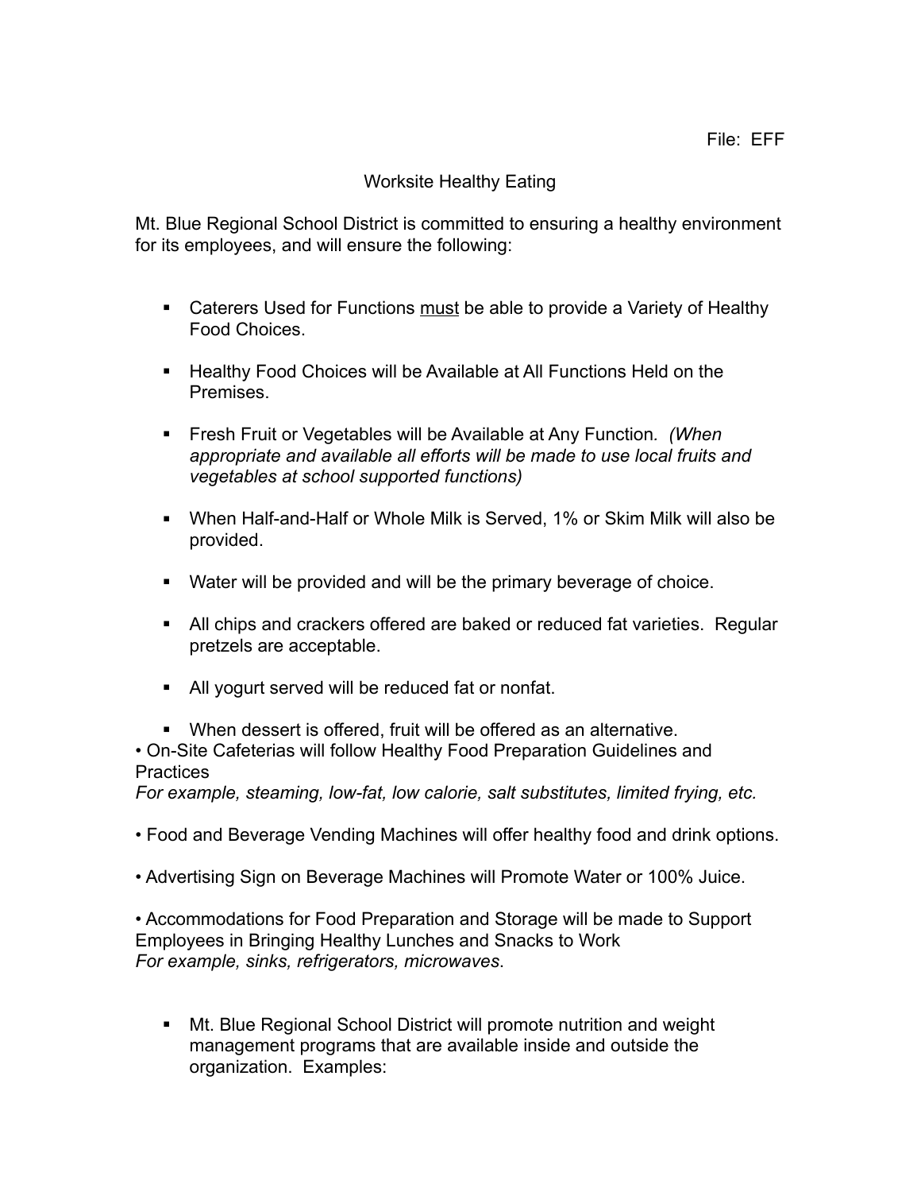File: EFF

# Worksite Healthy Eating

Mt. Blue Regional School District is committed to ensuring a healthy environment for its employees, and will ensure the following:

- Caterers Used for Functions <u>must</u> be able to provide a Variety of Healthy Food Choices.
- Healthy Food Choices will be Available at All Functions Held on the Premises.
- Fresh Fruit or Vegetables will be Available at Any Function. *(When appropriate and available all efforts will be made to use local fruits and vegetables at school supported functions)*
- When Half-and-Half or Whole Milk is Served, 1% or Skim Milk will also be provided.
- Water will be provided and will be the primary beverage of choice.
- All chips and crackers offered are baked or reduced fat varieties. Regular pretzels are acceptable.
- All yogurt served will be reduced fat or nonfat.
- When dessert is offered, fruit will be offered as an alternative.

• On-Site Cafeterias will follow Healthy Food Preparation Guidelines and Practices
*For example, steaming, low-fat, low calorie, salt substitutes, limited frying, etc.*

• Food and Beverage Vending Machines will offer healthy food and drink options.

• Advertising Sign on Beverage Machines will Promote Water or 100% Juice.

• Accommodations for Food Preparation and Storage will be made to Support Employees in Bringing Healthy Lunches and Snacks to Work
*For example, sinks, refrigerators, microwaves.*

- Mt. Blue Regional School District will promote nutrition and weight management programs that are available inside and outside the organization. Examples: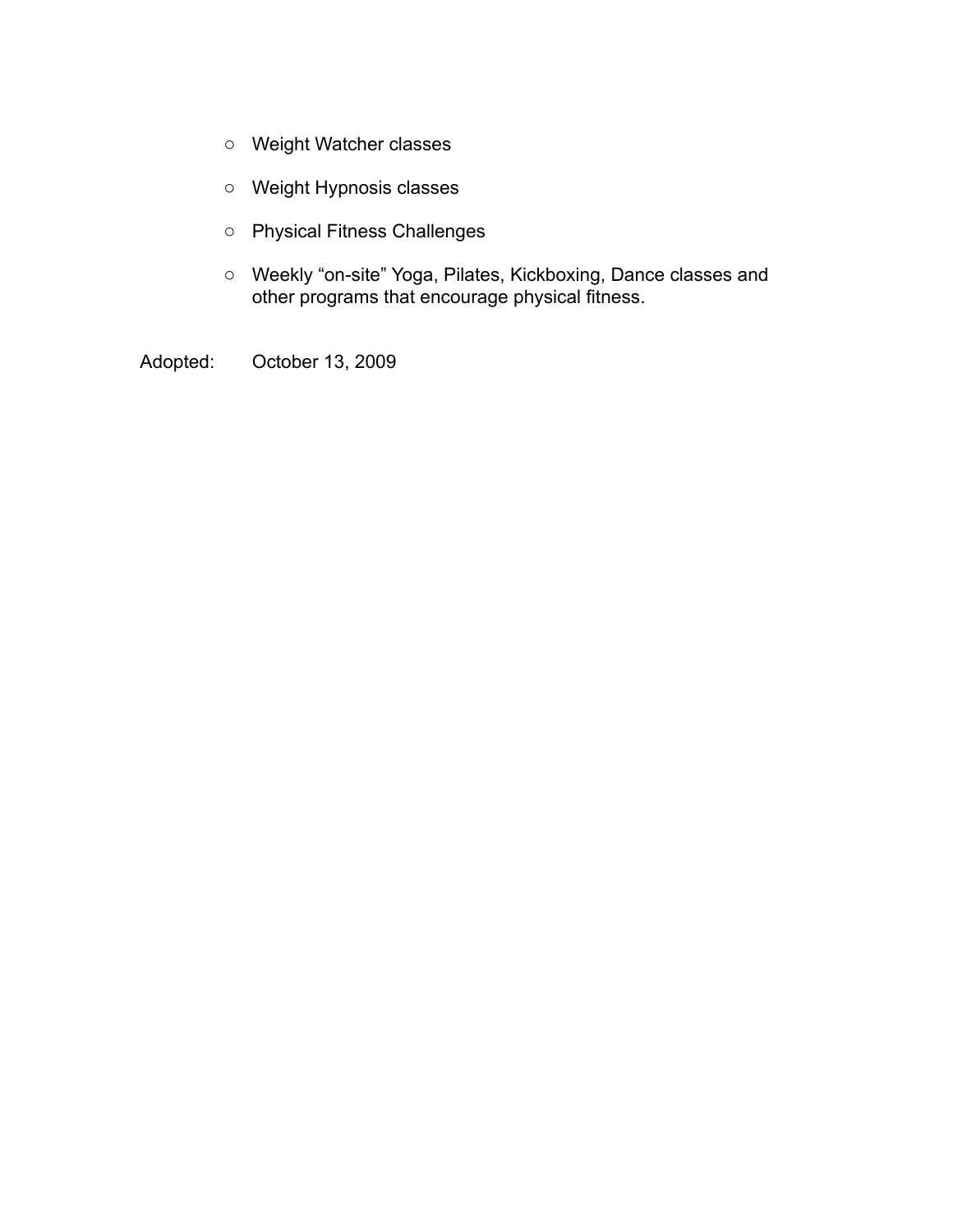- Weight Watcher classes
- Weight Hypnosis classes
- Physical Fitness Challenges
- Weekly "on-site" Yoga, Pilates, Kickboxing, Dance classes and other programs that encourage physical fitness.

Adopted: October 13, 2009